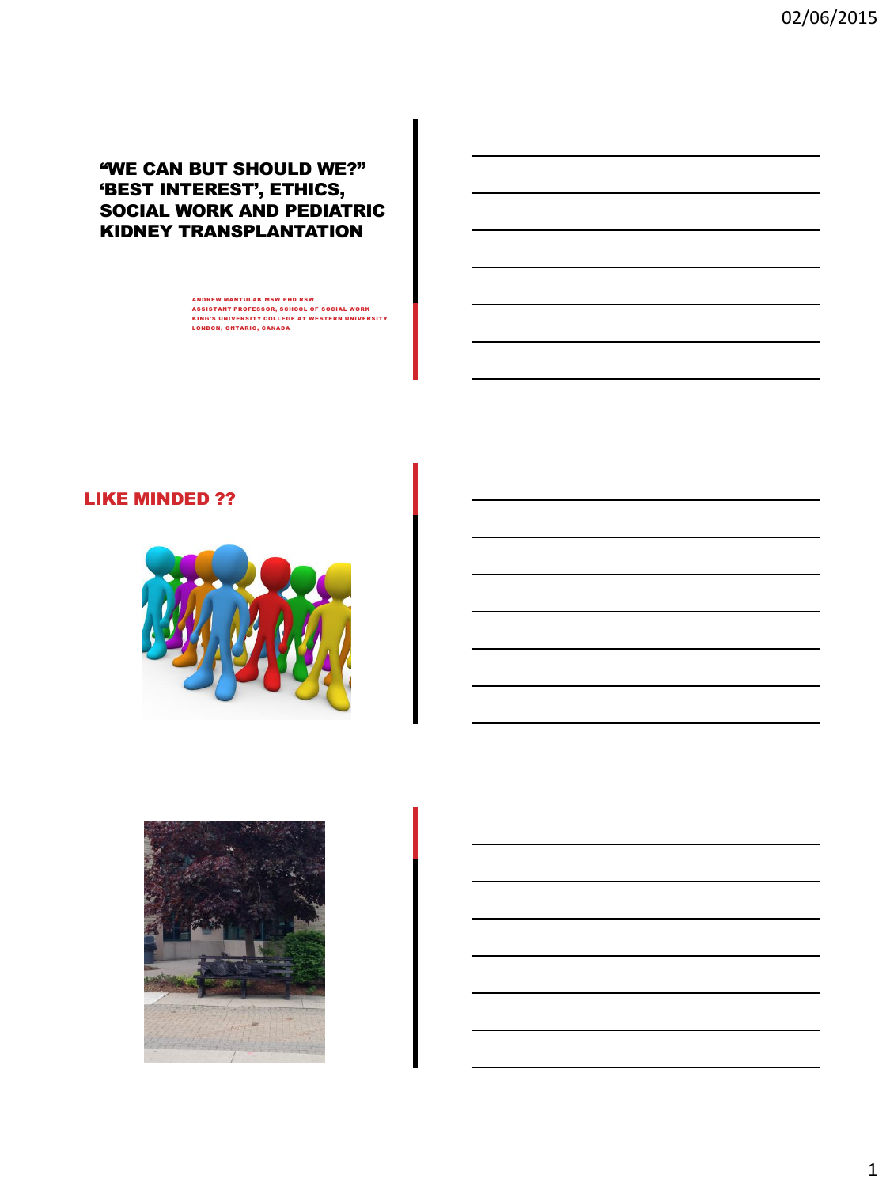# "WE CAN BUT SHOULD WE?" 'BEST INTEREST', ETHICS, SOCIAL WORK AND PEDIATRIC KIDNEY TRANSPLANTATION

ANDREW MANTULAK MSW PHD RSW
ASSISTANT PROFESSOR, SCHOOL OF SOCIAL WORK
KING'S UNIVERSITY COLLEGE AT WESTERN UNIVERSITY
LONDON, ONTARIO, CANADA

## LIKE MINDED ??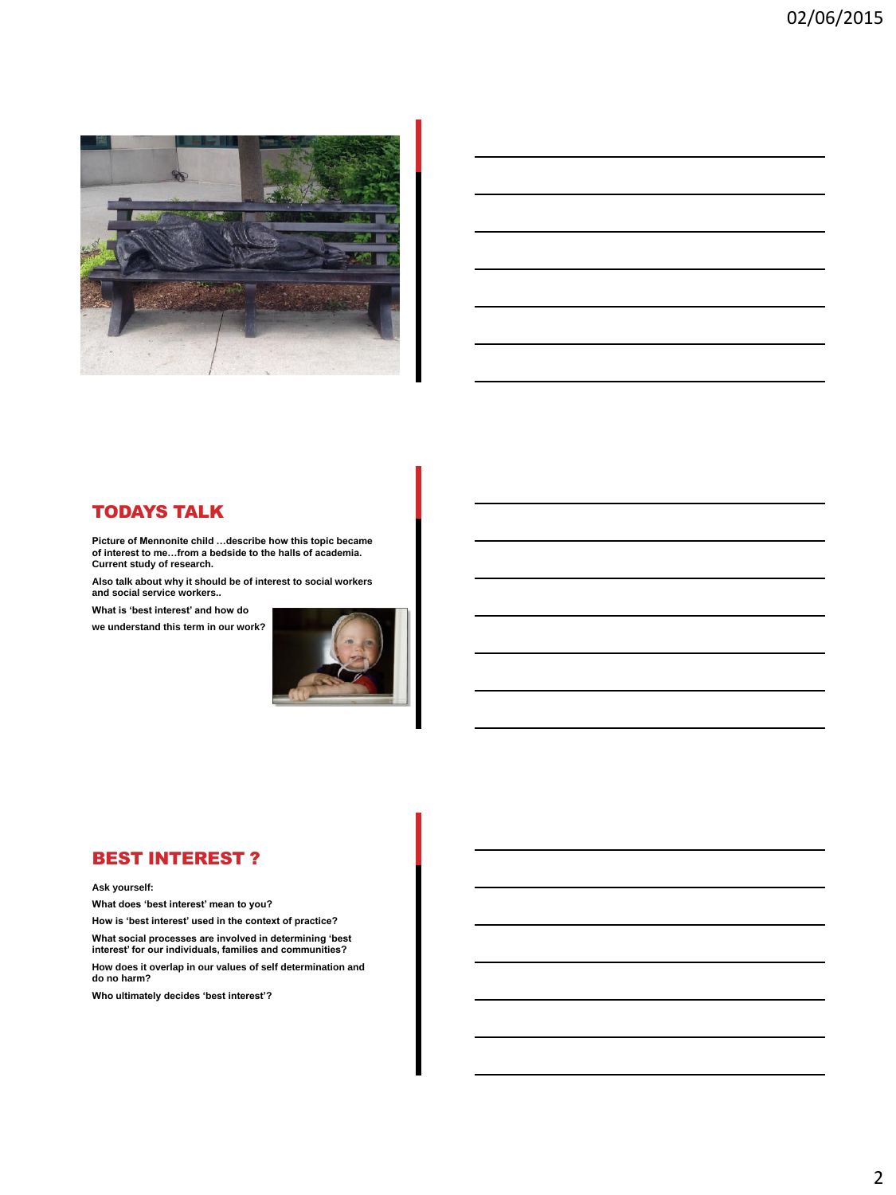## TODAYS TALK

**Picture of Mennonite child …describe how this topic became of interest to me…from a bedside to the halls of academia. Current study of research.**

**Also talk about why it should be of interest to social workers and social service workers..**

**What is 'best interest' and how do we understand this term in our work?**

## BEST INTEREST ?

**Ask yourself:**

**What does 'best interest' mean to you?**

**How is 'best interest' used in the context of practice?**

**What social processes are involved in determining 'best interest' for our individuals, families and communities?**

**How does it overlap in our values of self determination and do no harm?**

**Who ultimately decides 'best interest'?**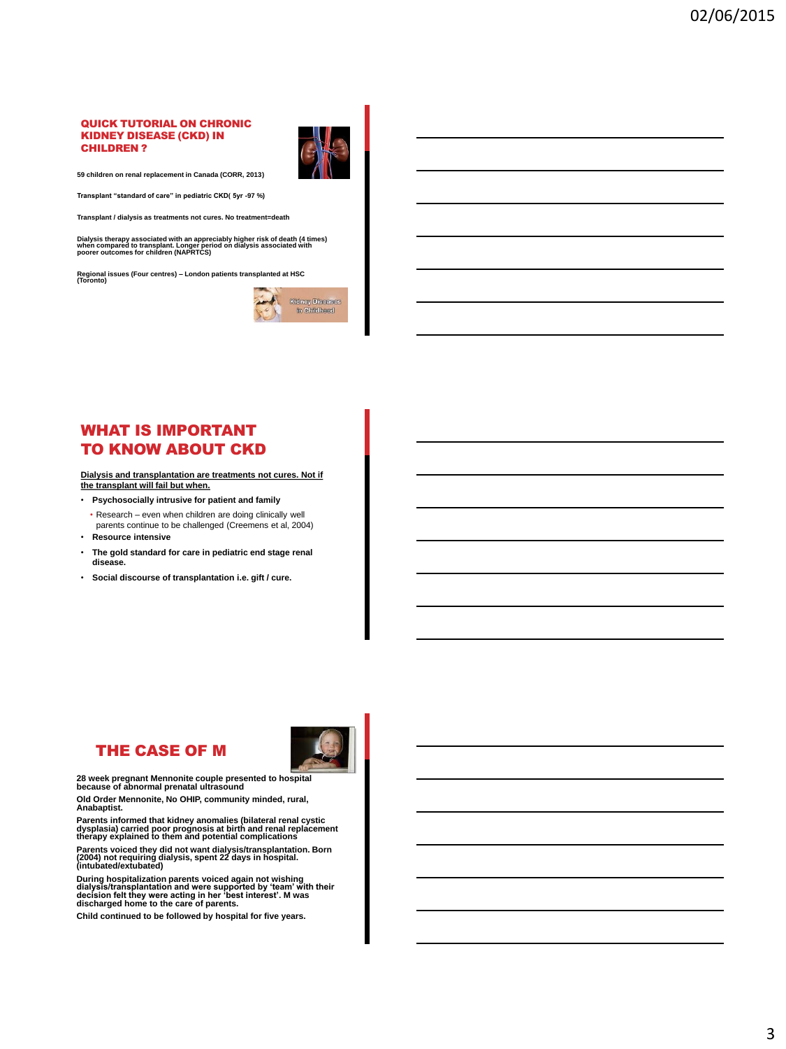## QUICK TUTORIAL ON CHRONIC KIDNEY DISEASE (CKD) IN CHILDREN ?

59 children on renal replacement in Canada (CORR, 2013)

Transplant "standard of care" in pediatric CKD( 5yr -97 %)

Transplant / dialysis as treatments not cures. No treatment=death

Dialysis therapy associated with an appreciably higher risk of death (4 times) when compared to transplant. Longer period on dialysis associated with poorer outcomes for children (NAPRTCS)

Regional issues (Four centres) – London patients transplanted at HSC (Toronto)

## WHAT IS IMPORTANT TO KNOW ABOUT CKD

Dialysis and transplantation are treatments not cures. Not if the transplant will fail but when.

- Psychosocially intrusive for patient and family
  - Research – even when children are doing clinically well parents continue to be challenged (Creemens et al, 2004)
- Resource intensive
- The gold standard for care in pediatric end stage renal disease.
- Social discourse of transplantation i.e. gift / cure.

## THE CASE OF M

28 week pregnant Mennonite couple presented to hospital because of abnormal prenatal ultrasound

Old Order Mennonite, No OHIP, community minded, rural, Anabaptist.

Parents informed that kidney anomalies (bilateral renal cystic dysplasia) carried poor prognosis at birth and renal replacement therapy explained to them and potential complications

Parents voiced they did not want dialysis/transplantation. Born (2004) not requiring dialysis, spent 22 days in hospital. (intubated/extubated)

During hospitalization parents voiced again not wishing dialysis/transplantation and were supported by 'team' with their decision felt they were acting in her 'best interest'. M was discharged home to the care of parents.

Child continued to be followed by hospital for five years.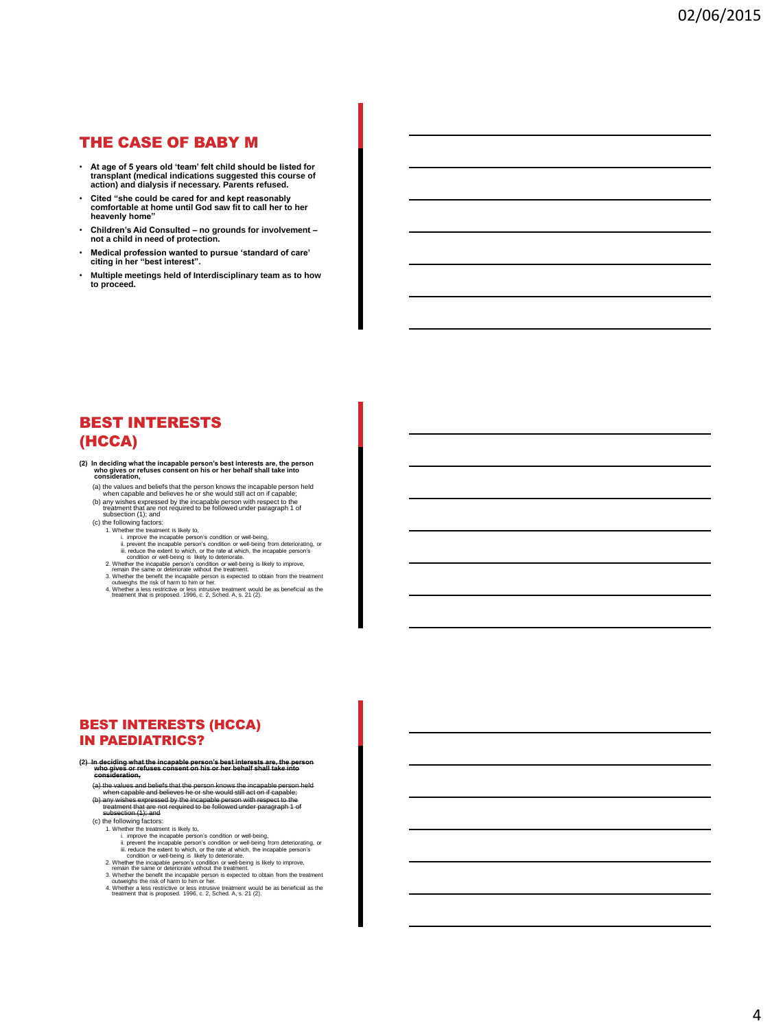## THE CASE OF BABY M

- At age of 5 years old 'team' felt child should be listed for transplant (medical indications suggested this course of action) and dialysis if necessary. Parents refused.
- Cited "she could be cared for and kept reasonably comfortable at home until God saw fit to call her to her heavenly home"
- Children's Aid Consulted – no grounds for involvement – not a child in need of protection.
- Medical profession wanted to pursue 'standard of care' citing in her "best interest".
- Multiple meetings held of Interdisciplinary team as to how to proceed.

## BEST INTERESTS (HCCA)

**(2) In deciding what the incapable person's best interests are, the person who gives or refuses consent on his or her behalf shall take into consideration,**

(a) the values and beliefs that the person knows the incapable person held when capable and believes he or she would still act on if capable;

(b) any wishes expressed by the incapable person with respect to the treatment that are not required to be followed under paragraph 1 of subsection (1); and

(c) the following factors:

1. Whether the treatment is likely to,
   - i. improve the incapable person's condition or well-being,
   - ii. prevent the incapable person's condition or well-being from deteriorating, or
   - iii. reduce the extent to which, or the rate at which, the incapable person's condition or well-being is likely to deteriorate.
2. Whether the incapable person's condition or well-being is likely to improve, remain the same or deteriorate without the treatment.
3. Whether the benefit the incapable person is expected to obtain from the treatment outweighs the risk of harm to him or her.
4. Whether a less restrictive or less intrusive treatment would be as beneficial as the treatment that is proposed. 1996, c. 2, Sched. A, s. 21 (2).

## BEST INTERESTS (HCCA) IN PAEDIATRICS?

~~**(2) In deciding what the incapable person's best interests are, the person who gives or refuses consent on his or her behalf shall take into consideration,**~~

~~(a) the values and beliefs that the person knows the incapable person held when capable and believes he or she would still act on if capable;~~

~~(b) any wishes expressed by the incapable person with respect to the treatment that are not required to be followed under paragraph 1 of subsection (1); and~~

(c) the following factors:

1. Whether the treatment is likely to,
   - i. improve the incapable person's condition or well-being,
   - ii. prevent the incapable person's condition or well-being from deteriorating, or
   - iii. reduce the extent to which, or the rate at which, the incapable person's condition or well-being is likely to deteriorate.
2. Whether the incapable person's condition or well-being is likely to improve, remain the same or deteriorate without the treatment.
3. Whether the benefit the incapable person is expected to obtain from the treatment outweighs the risk of harm to him or her.
4. Whether a less restrictive or less intrusive treatment would be as beneficial as the treatment that is proposed. 1996, c. 2, Sched. A, s. 21 (2).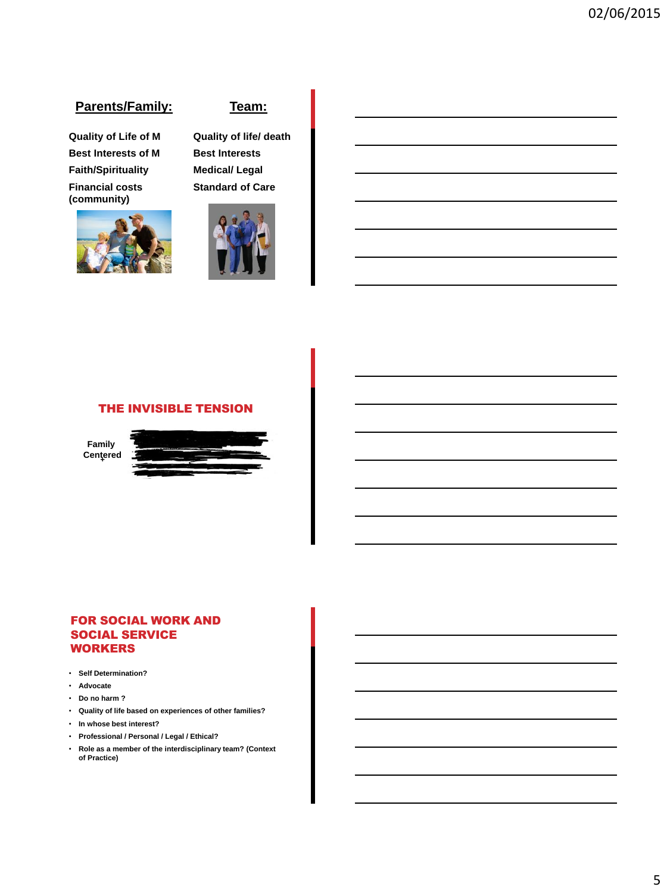## Parents/Family:

Quality of Life of M

Best Interests of M

Faith/Spirituality

Financial costs (community)

## Team:

Quality of life/ death

Best Interests

Medical/ Legal

Standard of Care

## THE INVISIBLE TENSION

Family Centered

## FOR SOCIAL WORK AND SOCIAL SERVICE WORKERS

- Self Determination?
- Advocate
- Do no harm ?
- Quality of life based on experiences of other families?
- In whose best interest?
- Professional / Personal / Legal / Ethical?
- Role as a member of the interdisciplinary team? (Context of Practice)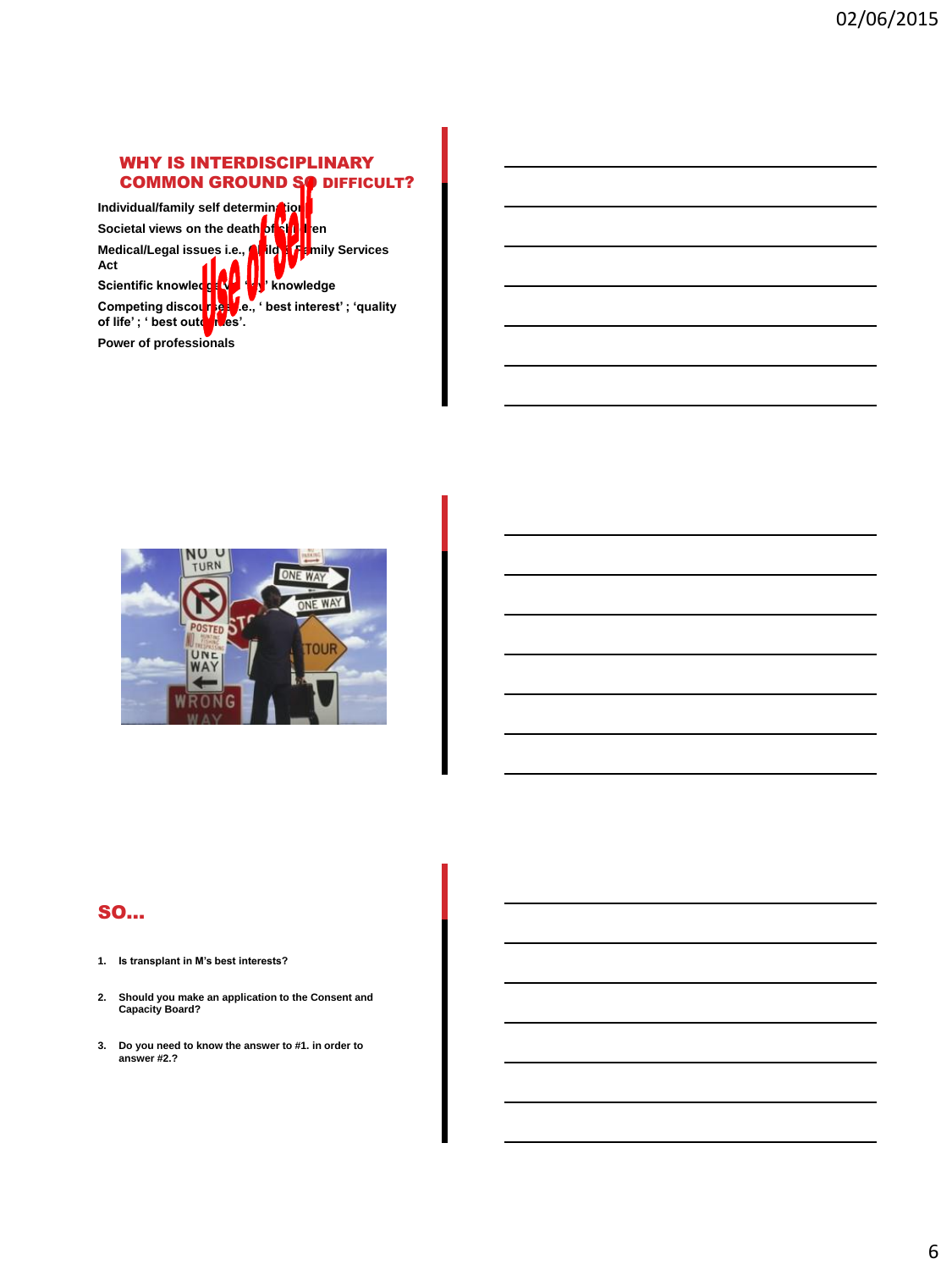## WHY IS INTERDISCIPLINARY COMMON GROUND SO DIFFICULT?

Use of Self

**Individual/family self determination**

**Societal views on the death of children**

**Medical/Legal issues i.e., Child & Family Services Act**

**Scientific knowledge vs. 'lay' knowledge**

**Competing discourses i.e., ' best interest' ; 'quality of life' ; ' best outcomes'.**

**Power of professionals**

## SO…

1. **Is transplant in M's best interests?**
2. **Should you make an application to the Consent and Capacity Board?**
3. **Do you need to know the answer to #1. in order to answer #2.?**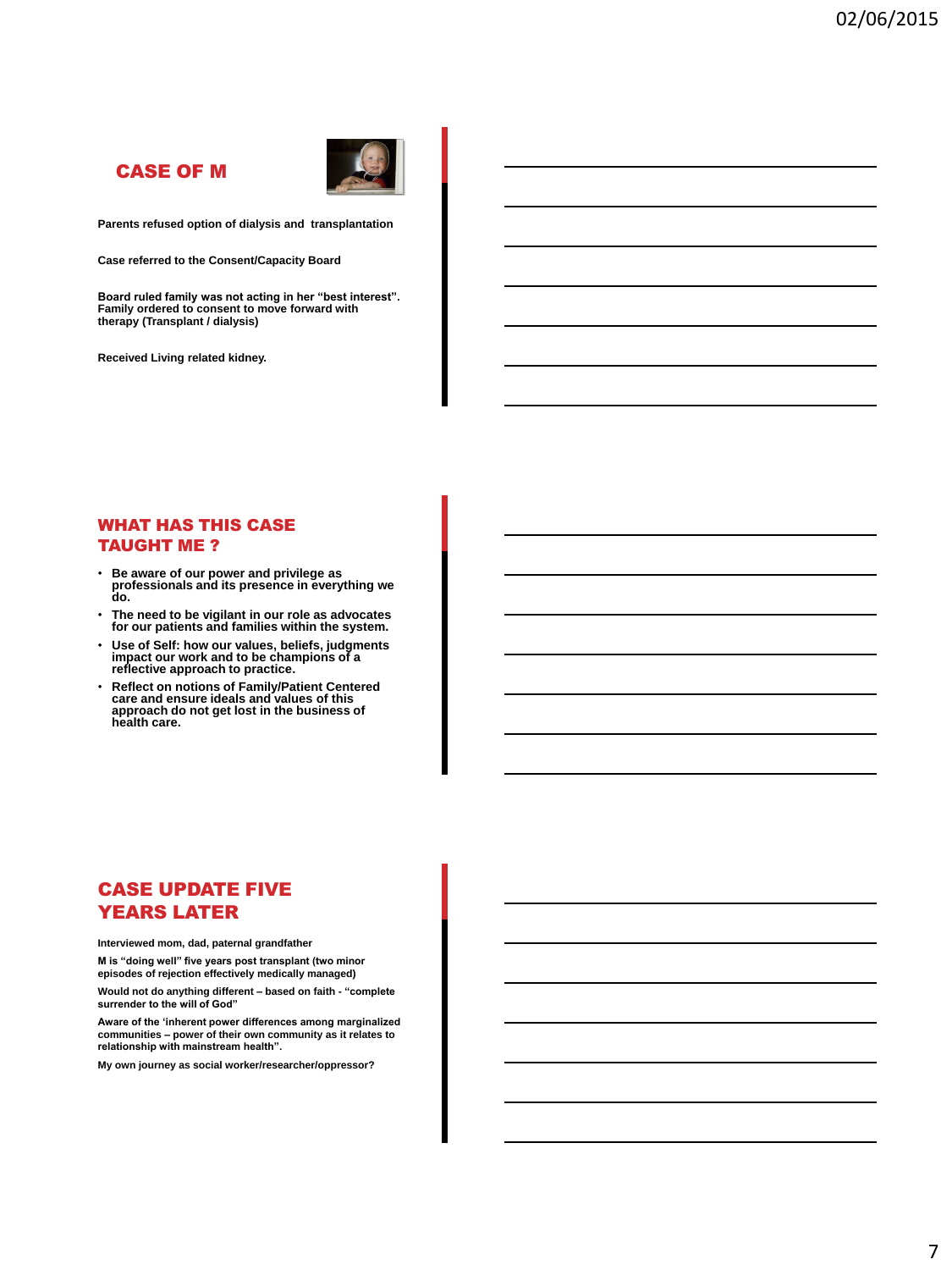## CASE OF M

**Parents refused option of dialysis and transplantation**

**Case referred to the Consent/Capacity Board**

**Board ruled family was not acting in her "best interest". Family ordered to consent to move forward with therapy (Transplant / dialysis)**

**Received Living related kidney.**

## WHAT HAS THIS CASE TAUGHT ME ?

- **Be aware of our power and privilege as professionals and its presence in everything we do.**
- **The need to be vigilant in our role as advocates for our patients and families within the system.**
- **Use of Self: how our values, beliefs, judgments impact our work and to be champions of a reflective approach to practice.**
- **Reflect on notions of Family/Patient Centered care and ensure ideals and values of this approach do not get lost in the business of health care.**

## CASE UPDATE FIVE YEARS LATER

**Interviewed mom, dad, paternal grandfather**

**M is "doing well" five years post transplant (two minor episodes of rejection effectively medically managed)**

**Would not do anything different – based on faith - "complete surrender to the will of God"**

**Aware of the 'inherent power differences among marginalized communities – power of their own community as it relates to relationship with mainstream health".**

**My own journey as social worker/researcher/oppressor?**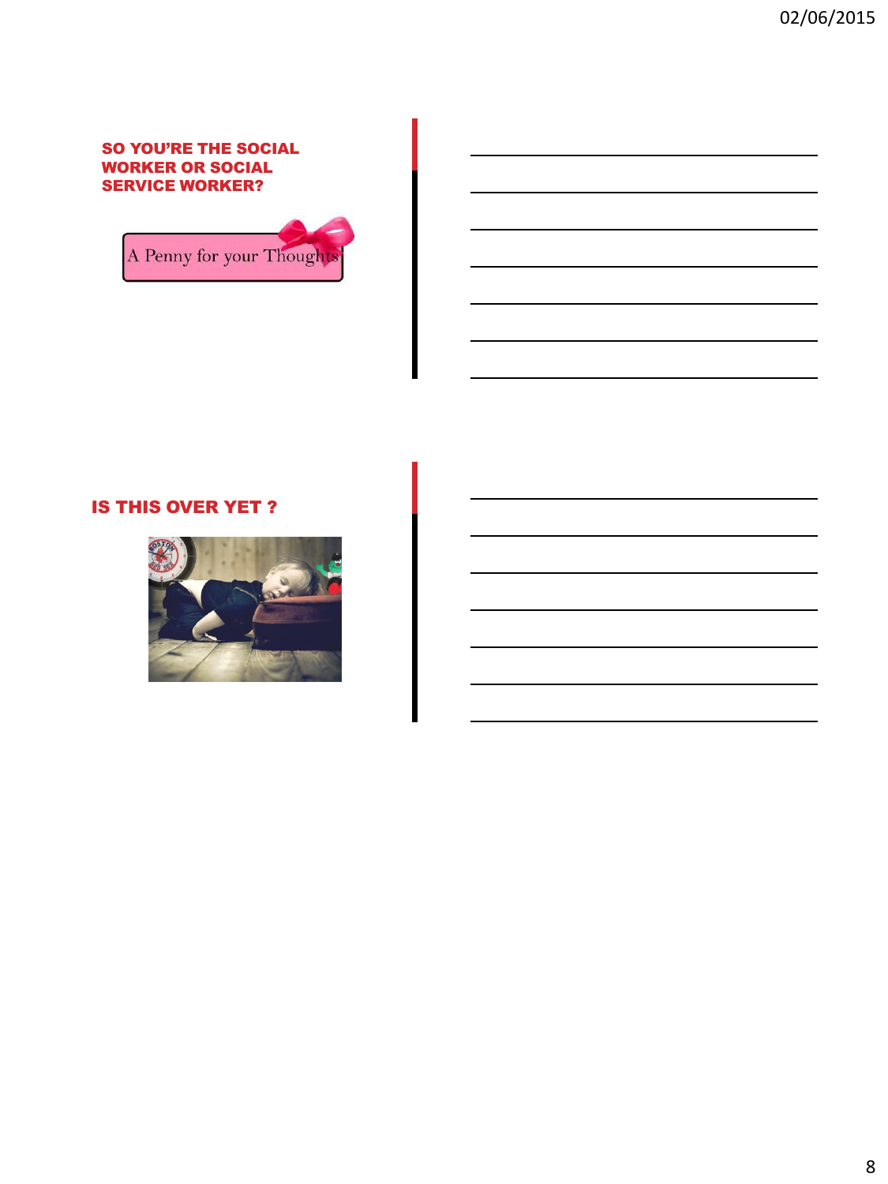## SO YOU'RE THE SOCIAL WORKER OR SOCIAL SERVICE WORKER?

A Penny for your Thoughts

## IS THIS OVER YET ?